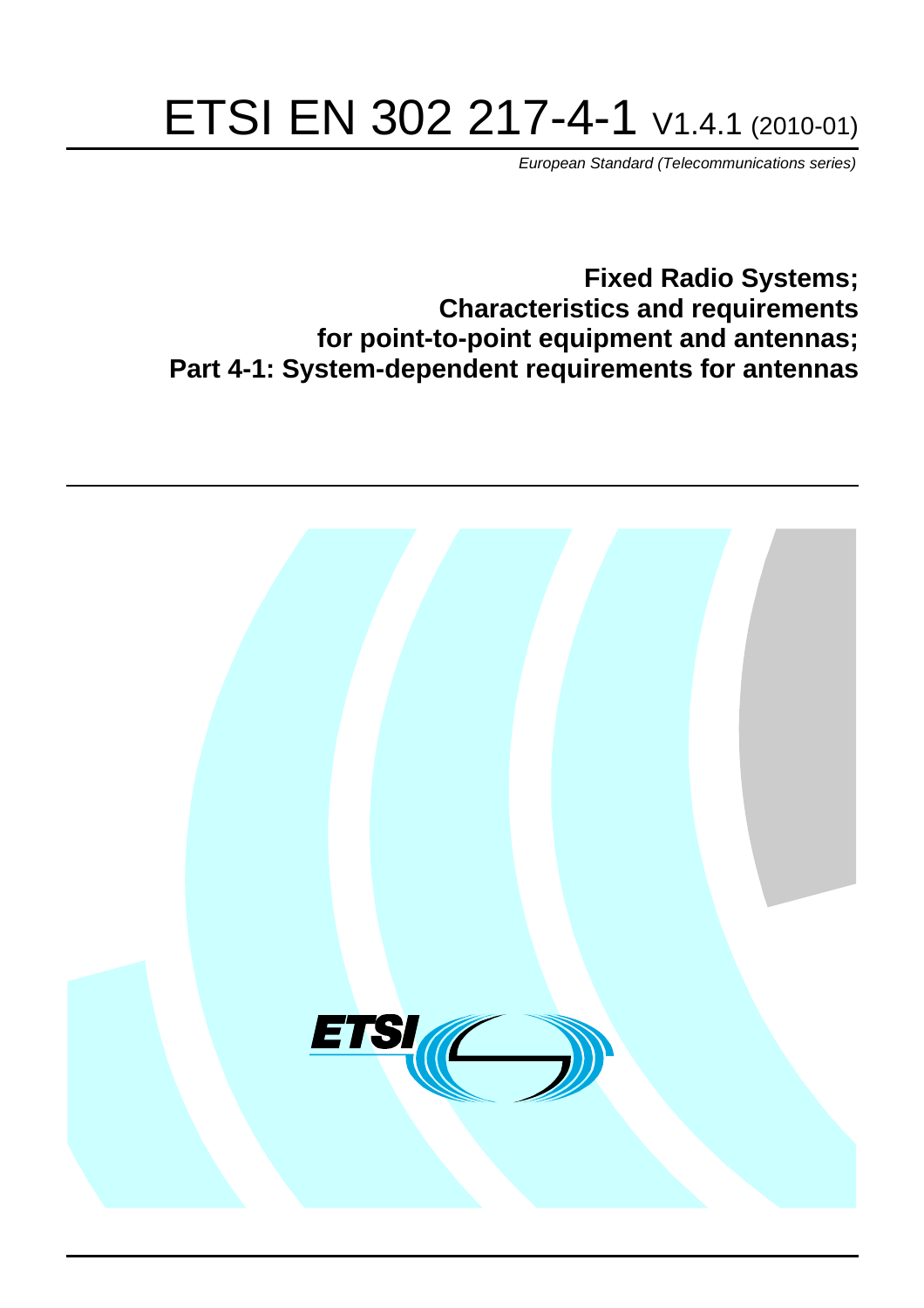# ETSI EN 302 217-4-1 V1.4.1 (2010-01)

*European Standard (Telecommunications series)*

## Fixed Radio Systems; Characteristics and requirements for point-to-point equipment and antennas; Part 4-1: System-dependent requirements for antennas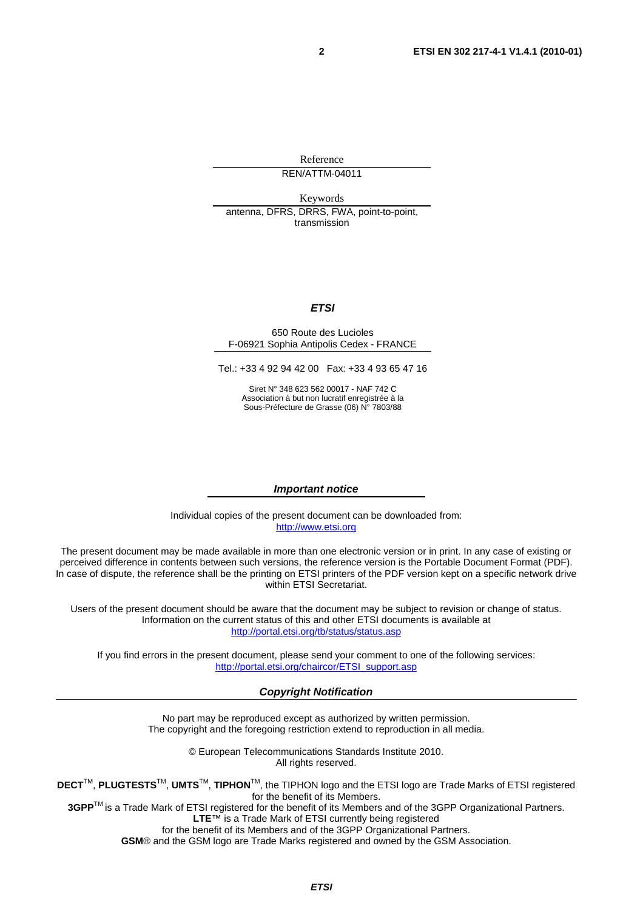Reference

REN/ATTM-04011

Keywords

antenna, DFRS, DRRS, FWA, point-to-point, transmission

***ETSI***

650 Route des Lucioles
F-06921 Sophia Antipolis Cedex - FRANCE

Tel.: +33 4 92 94 42 00 Fax: +33 4 93 65 47 16

Siret N° 348 623 562 00017 - NAF 742 C
Association à but non lucratif enregistrée à la
Sous-Préfecture de Grasse (06) N° 7803/88

***Important notice***

Individual copies of the present document can be downloaded from:
http://www.etsi.org

The present document may be made available in more than one electronic version or in print. In any case of existing or perceived difference in contents between such versions, the reference version is the Portable Document Format (PDF). In case of dispute, the reference shall be the printing on ETSI printers of the PDF version kept on a specific network drive within ETSI Secretariat.

Users of the present document should be aware that the document may be subject to revision or change of status. Information on the current status of this and other ETSI documents is available at
http://portal.etsi.org/tb/status/status.asp

If you find errors in the present document, please send your comment to one of the following services:
http://portal.etsi.org/chaircor/ETSI_support.asp

***Copyright Notification***

No part may be reproduced except as authorized by written permission.
The copyright and the foregoing restriction extend to reproduction in all media.

© European Telecommunications Standards Institute 2010.
All rights reserved.

**DECT**™, **PLUGTESTS**™, **UMTS**™, **TIPHON**™, the TIPHON logo and the ETSI logo are Trade Marks of ETSI registered for the benefit of its Members.
**3GPP**™ is a Trade Mark of ETSI registered for the benefit of its Members and of the 3GPP Organizational Partners.
**LTE**™ is a Trade Mark of ETSI currently being registered
for the benefit of its Members and of the 3GPP Organizational Partners.
**GSM**® and the GSM logo are Trade Marks registered and owned by the GSM Association.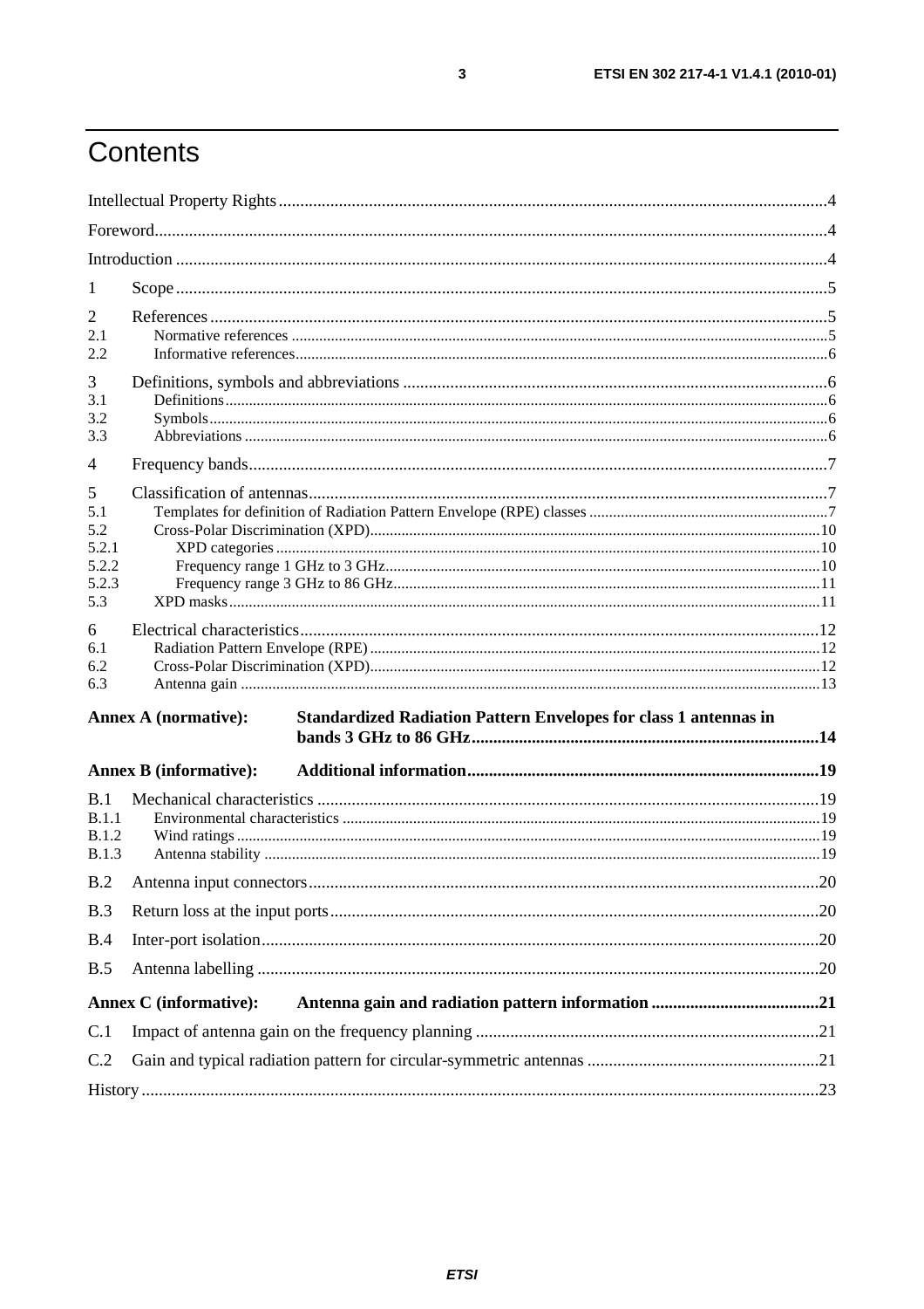# Contents

Intellectual Property Rights ....................................................................................................................................4

Foreword....................................................................................................................................................................4

Introduction ..............................................................................................................................................................4

1 Scope ......................................................................................................................................................................5

2 References .............................................................................................................................................................5

2.1 Normative references ........................................................................................................................................5

2.2 Informative references.......................................................................................................................................6

3 Definitions, symbols and abbreviations ..................................................................................................................6

3.1 Definitions..........................................................................................................................................................6

3.2 Symbols..............................................................................................................................................................6

3.3 Abbreviations .....................................................................................................................................................6

4 Frequency bands.....................................................................................................................................................7

5 Classification of antennas.......................................................................................................................................7

5.1 Templates for definition of Radiation Pattern Envelope (RPE) classes .............................................................7

5.2 Cross-Polar Discrimination (XPD)...................................................................................................................10

5.2.1 XPD categories ..............................................................................................................................................10

5.2.2 Frequency range 1 GHz to 3 GHz..................................................................................................................10

5.2.3 Frequency range 3 GHz to 86 GHz................................................................................................................11

5.3 XPD masks.......................................................................................................................................................11

6 Electrical characteristics.......................................................................................................................................12

6.1 Radiation Pattern Envelope (RPE) ..................................................................................................................12

6.2 Cross-Polar Discrimination (XPD)...................................................................................................................12

6.3 Antenna gain ....................................................................................................................................................13

**Annex A (normative): Standardized Radiation Pattern Envelopes for class 1 antennas in bands 3 GHz to 86 GHz................................................................................14**

**Annex B (informative): Additional information.................................................................................19**

B.1 Mechanical characteristics ..................................................................................................................................19

B.1.1 Environmental characteristics ........................................................................................................................19

B.1.2 Wind ratings ...................................................................................................................................................19

B.1.3 Antenna stability ............................................................................................................................................19

B.2 Antenna input connectors.....................................................................................................................................20

B.3 Return loss at the input ports................................................................................................................................20

B.4 Inter-port isolation................................................................................................................................................20

B.5 Antenna labelling .................................................................................................................................................20

**Annex C (informative): Antenna gain and radiation pattern information .......................................21**

C.1 Impact of antenna gain on the frequency planning ..............................................................................................21

C.2 Gain and typical radiation pattern for circular-symmetric antennas ....................................................................21

History ......................................................................................................................................................................23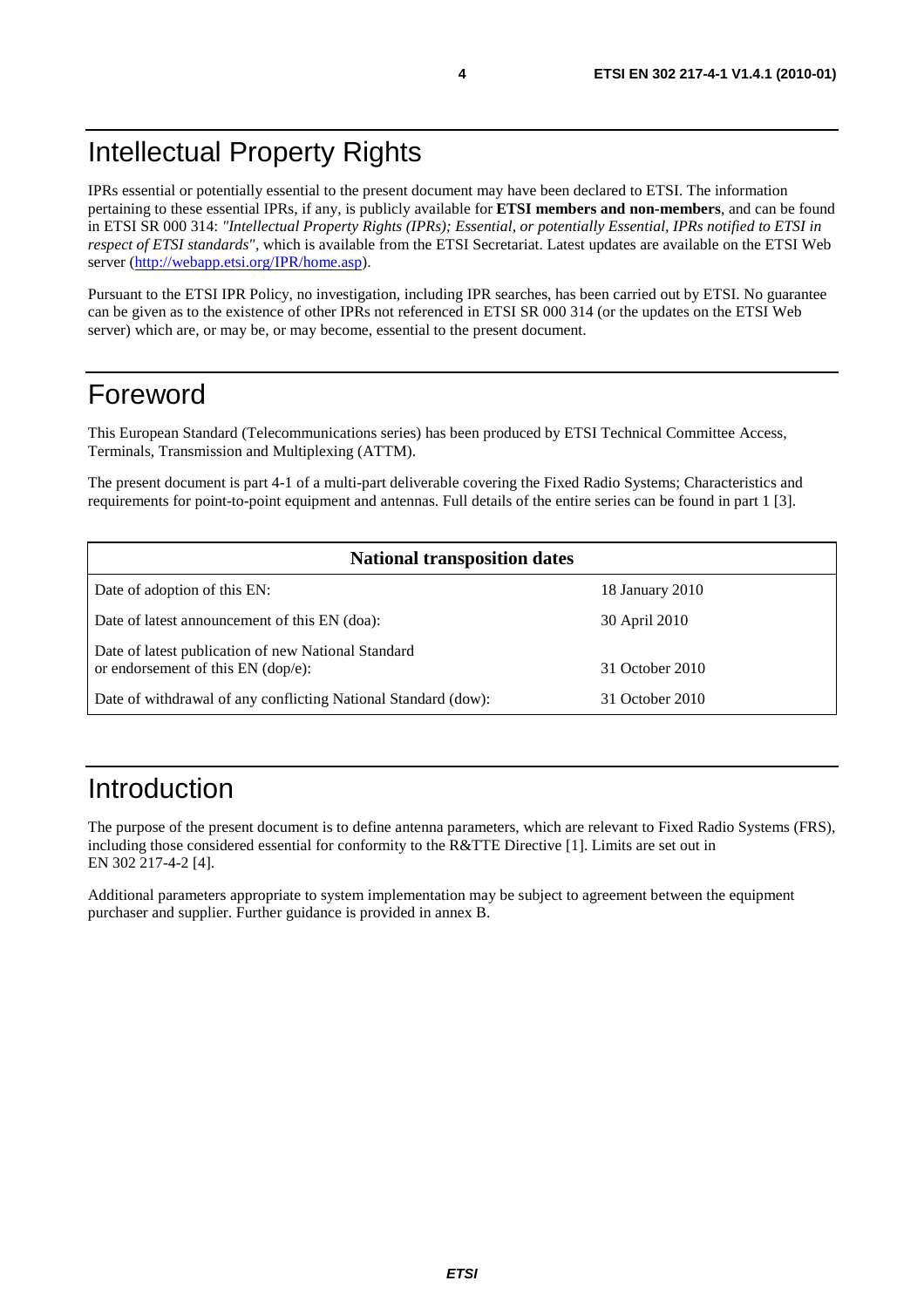# Intellectual Property Rights

IPRs essential or potentially essential to the present document may have been declared to ETSI. The information pertaining to these essential IPRs, if any, is publicly available for **ETSI members and non-members**, and can be found in ETSI SR 000 314: *"Intellectual Property Rights (IPRs); Essential, or potentially Essential, IPRs notified to ETSI in respect of ETSI standards"*, which is available from the ETSI Secretariat. Latest updates are available on the ETSI Web server (http://webapp.etsi.org/IPR/home.asp).

Pursuant to the ETSI IPR Policy, no investigation, including IPR searches, has been carried out by ETSI. No guarantee can be given as to the existence of other IPRs not referenced in ETSI SR 000 314 (or the updates on the ETSI Web server) which are, or may be, or may become, essential to the present document.

# Foreword

This European Standard (Telecommunications series) has been produced by ETSI Technical Committee Access, Terminals, Transmission and Multiplexing (ATTM).

The present document is part 4-1 of a multi-part deliverable covering the Fixed Radio Systems; Characteristics and requirements for point-to-point equipment and antennas. Full details of the entire series can be found in part 1 [3].

| **National transposition dates** | |
|---|---|
| Date of adoption of this EN: | 18 January 2010 |
| Date of latest announcement of this EN (doa): | 30 April 2010 |
| Date of latest publication of new National Standard or endorsement of this EN (dop/e): | 31 October 2010 |
| Date of withdrawal of any conflicting National Standard (dow): | 31 October 2010 |

# Introduction

The purpose of the present document is to define antenna parameters, which are relevant to Fixed Radio Systems (FRS), including those considered essential for conformity to the R&TTE Directive [1]. Limits are set out in EN 302 217-4-2 [4].

Additional parameters appropriate to system implementation may be subject to agreement between the equipment purchaser and supplier. Further guidance is provided in annex B.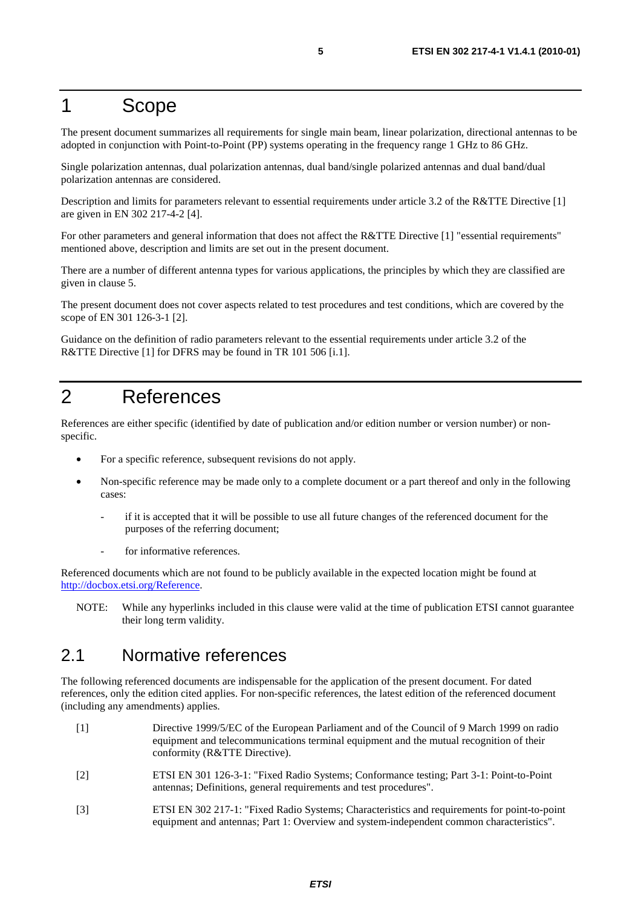# 1 Scope

The present document summarizes all requirements for single main beam, linear polarization, directional antennas to be adopted in conjunction with Point-to-Point (PP) systems operating in the frequency range 1 GHz to 86 GHz.

Single polarization antennas, dual polarization antennas, dual band/single polarized antennas and dual band/dual polarization antennas are considered.

Description and limits for parameters relevant to essential requirements under article 3.2 of the R&TTE Directive [1] are given in EN 302 217-4-2 [4].

For other parameters and general information that does not affect the R&TTE Directive [1] "essential requirements" mentioned above, description and limits are set out in the present document.

There are a number of different antenna types for various applications, the principles by which they are classified are given in clause 5.

The present document does not cover aspects related to test procedures and test conditions, which are covered by the scope of EN 301 126-3-1 [2].

Guidance on the definition of radio parameters relevant to the essential requirements under article 3.2 of the R&TTE Directive [1] for DFRS may be found in TR 101 506 [i.1].

# 2 References

References are either specific (identified by date of publication and/or edition number or version number) or non-specific.

- For a specific reference, subsequent revisions do not apply.
- Non-specific reference may be made only to a complete document or a part thereof and only in the following cases:
  - if it is accepted that it will be possible to use all future changes of the referenced document for the purposes of the referring document;
  - for informative references.

Referenced documents which are not found to be publicly available in the expected location might be found at http://docbox.etsi.org/Reference.

NOTE: While any hyperlinks included in this clause were valid at the time of publication ETSI cannot guarantee their long term validity.

## 2.1 Normative references

The following referenced documents are indispensable for the application of the present document. For dated references, only the edition cited applies. For non-specific references, the latest edition of the referenced document (including any amendments) applies.

[1] Directive 1999/5/EC of the European Parliament and of the Council of 9 March 1999 on radio equipment and telecommunications terminal equipment and the mutual recognition of their conformity (R&TTE Directive).

[2] ETSI EN 301 126-3-1: "Fixed Radio Systems; Conformance testing; Part 3-1: Point-to-Point antennas; Definitions, general requirements and test procedures".

[3] ETSI EN 302 217-1: "Fixed Radio Systems; Characteristics and requirements for point-to-point equipment and antennas; Part 1: Overview and system-independent common characteristics".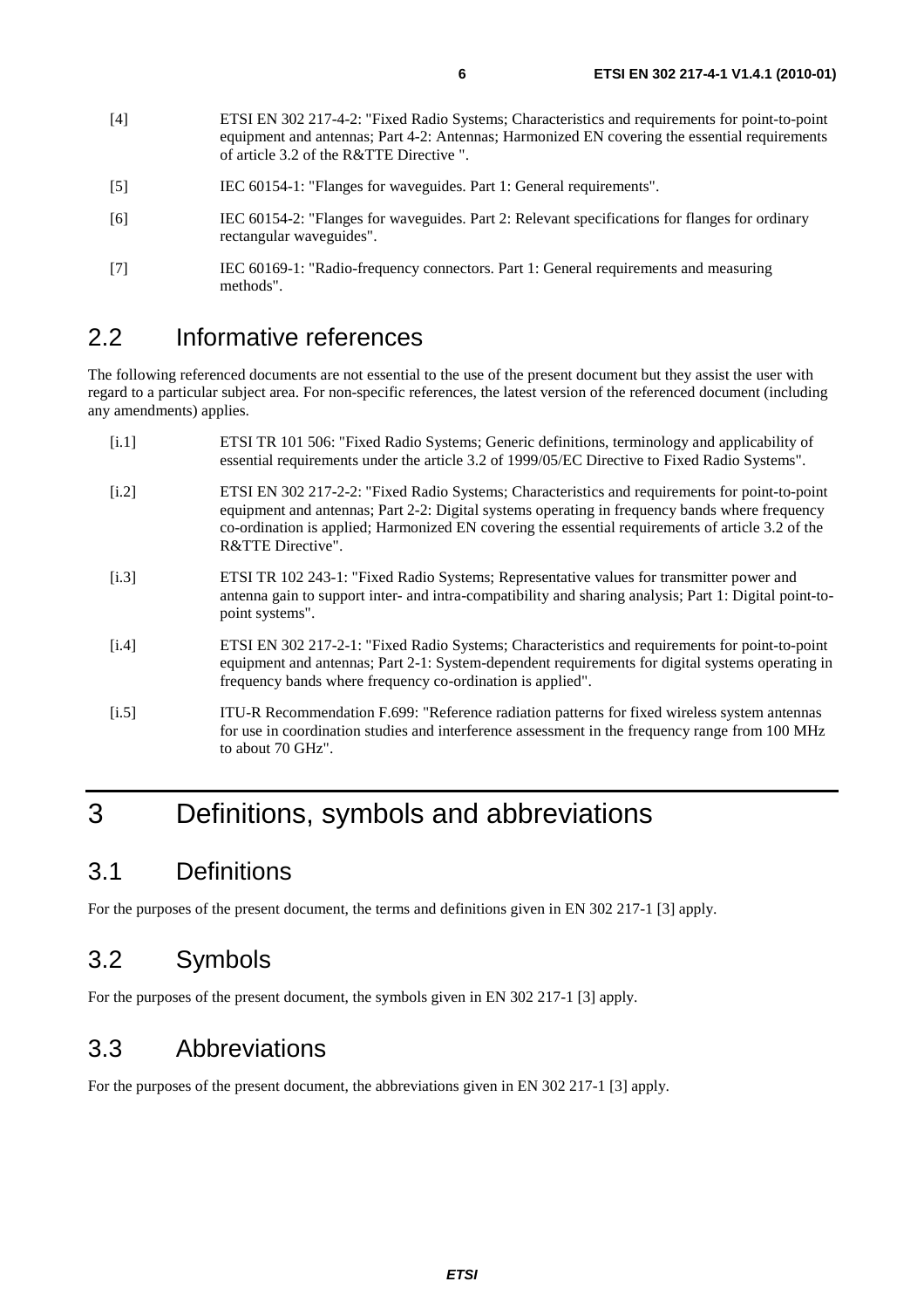[4] ETSI EN 302 217-4-2: "Fixed Radio Systems; Characteristics and requirements for point-to-point equipment and antennas; Part 4-2: Antennas; Harmonized EN covering the essential requirements of article 3.2 of the R&TTE Directive ".

[5] IEC 60154-1: "Flanges for waveguides. Part 1: General requirements".

[6] IEC 60154-2: "Flanges for waveguides. Part 2: Relevant specifications for flanges for ordinary rectangular waveguides".

[7] IEC 60169-1: "Radio-frequency connectors. Part 1: General requirements and measuring methods".

## 2.2 Informative references

The following referenced documents are not essential to the use of the present document but they assist the user with regard to a particular subject area. For non-specific references, the latest version of the referenced document (including any amendments) applies.

[i.1] ETSI TR 101 506: "Fixed Radio Systems; Generic definitions, terminology and applicability of essential requirements under the article 3.2 of 1999/05/EC Directive to Fixed Radio Systems".

[i.2] ETSI EN 302 217-2-2: "Fixed Radio Systems; Characteristics and requirements for point-to-point equipment and antennas; Part 2-2: Digital systems operating in frequency bands where frequency co-ordination is applied; Harmonized EN covering the essential requirements of article 3.2 of the R&TTE Directive".

[i.3] ETSI TR 102 243-1: "Fixed Radio Systems; Representative values for transmitter power and antenna gain to support inter- and intra-compatibility and sharing analysis; Part 1: Digital point-to-point systems".

[i.4] ETSI EN 302 217-2-1: "Fixed Radio Systems; Characteristics and requirements for point-to-point equipment and antennas; Part 2-1: System-dependent requirements for digital systems operating in frequency bands where frequency co-ordination is applied".

[i.5] ITU-R Recommendation F.699: "Reference radiation patterns for fixed wireless system antennas for use in coordination studies and interference assessment in the frequency range from 100 MHz to about 70 GHz".

# 3 Definitions, symbols and abbreviations

## 3.1 Definitions

For the purposes of the present document, the terms and definitions given in EN 302 217-1 [3] apply.

## 3.2 Symbols

For the purposes of the present document, the symbols given in EN 302 217-1 [3] apply.

## 3.3 Abbreviations

For the purposes of the present document, the abbreviations given in EN 302 217-1 [3] apply.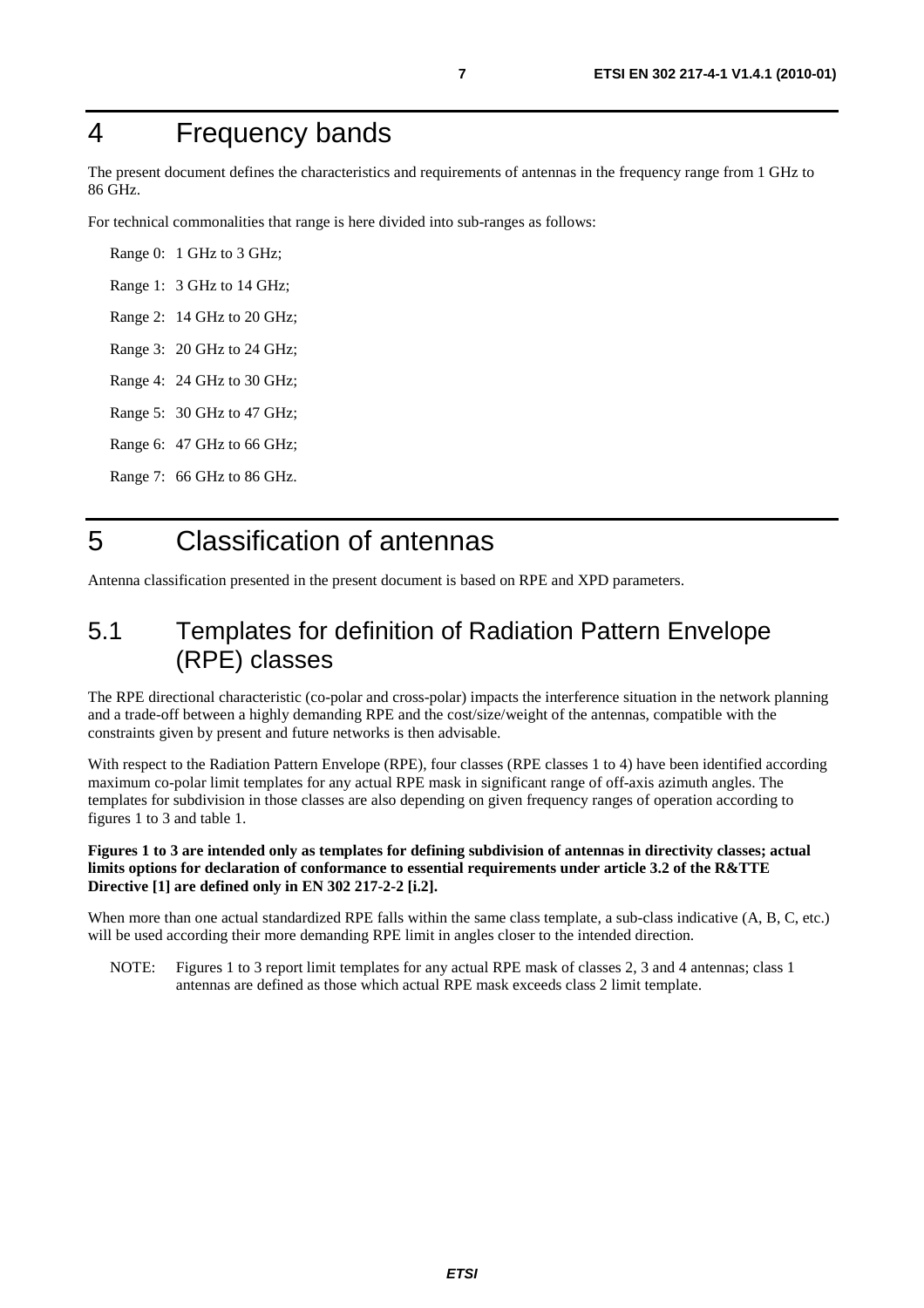# 4 Frequency bands

The present document defines the characteristics and requirements of antennas in the frequency range from 1 GHz to 86 GHz.

For technical commonalities that range is here divided into sub-ranges as follows:

Range 0: 1 GHz to 3 GHz;

Range 1: 3 GHz to 14 GHz;

Range 2: 14 GHz to 20 GHz;

Range 3: 20 GHz to 24 GHz;

Range 4: 24 GHz to 30 GHz;

Range 5: 30 GHz to 47 GHz;

Range 6: 47 GHz to 66 GHz;

Range 7: 66 GHz to 86 GHz.

# 5 Classification of antennas

Antenna classification presented in the present document is based on RPE and XPD parameters.

## 5.1 Templates for definition of Radiation Pattern Envelope (RPE) classes

The RPE directional characteristic (co-polar and cross-polar) impacts the interference situation in the network planning and a trade-off between a highly demanding RPE and the cost/size/weight of the antennas, compatible with the constraints given by present and future networks is then advisable.

With respect to the Radiation Pattern Envelope (RPE), four classes (RPE classes 1 to 4) have been identified according maximum co-polar limit templates for any actual RPE mask in significant range of off-axis azimuth angles. The templates for subdivision in those classes are also depending on given frequency ranges of operation according to figures 1 to 3 and table 1.

**Figures 1 to 3 are intended only as templates for defining subdivision of antennas in directivity classes; actual limits options for declaration of conformance to essential requirements under article 3.2 of the R&TTE Directive [1] are defined only in EN 302 217-2-2 [i.2].**

When more than one actual standardized RPE falls within the same class template, a sub-class indicative (A, B, C, etc.) will be used according their more demanding RPE limit in angles closer to the intended direction.

NOTE: Figures 1 to 3 report limit templates for any actual RPE mask of classes 2, 3 and 4 antennas; class 1 antennas are defined as those which actual RPE mask exceeds class 2 limit template.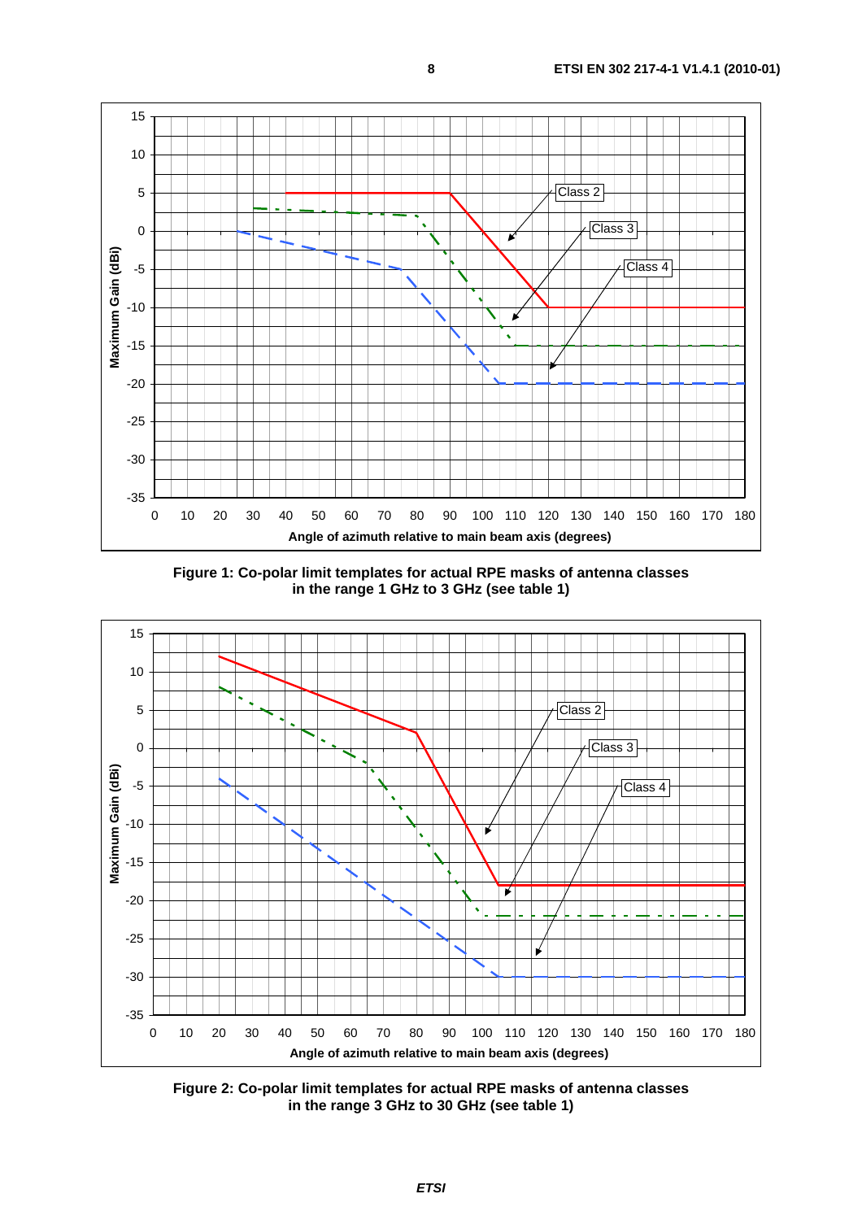Figure 1: Co-polar limit templates for actual RPE masks of antenna classes in the range 1 GHz to 3 GHz (see table 1)

Figure 2: Co-polar limit templates for actual RPE masks of antenna classes in the range 3 GHz to 30 GHz (see table 1)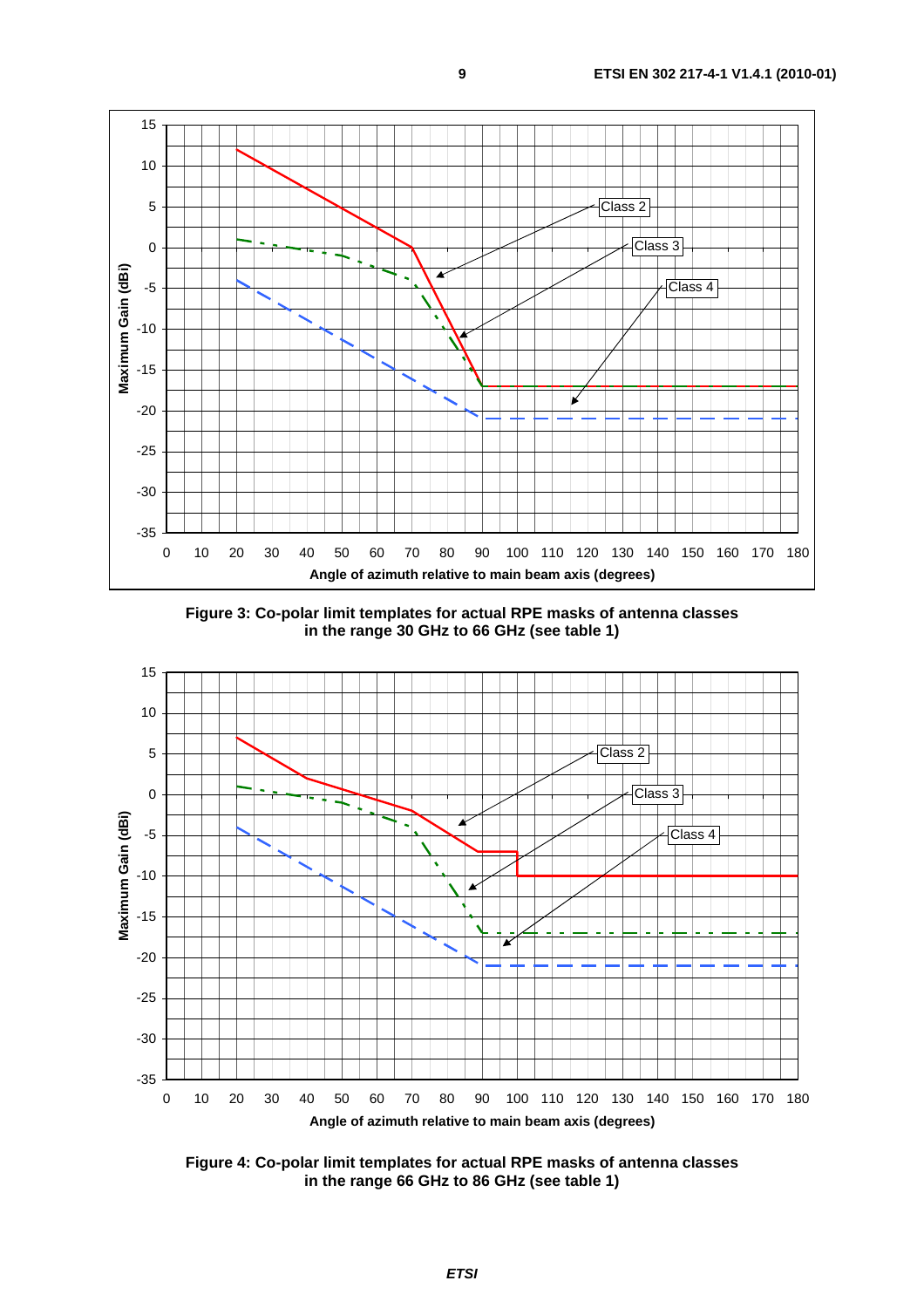Figure 3: Co-polar limit templates for actual RPE masks of antenna classes in the range 30 GHz to 66 GHz (see table 1)

Figure 4: Co-polar limit templates for actual RPE masks of antenna classes in the range 66 GHz to 86 GHz (see table 1)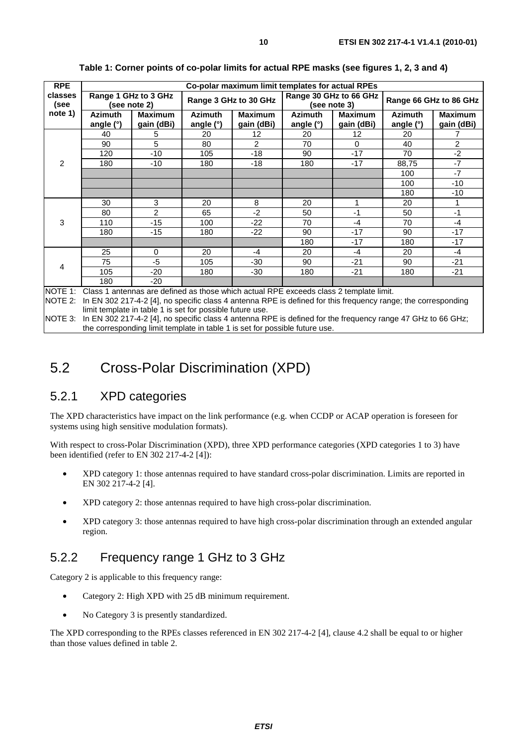**Table 1: Corner points of co-polar limits for actual RPE masks (see figures 1, 2, 3 and 4)**

| RPE classes (see note 1) | Co-polar maximum limit templates for actual RPEs | | | | | | | |
|---|---|---|---|---|---|---|---|---|
| | Range 1 GHz to 3 GHz (see note 2) | | Range 3 GHz to 30 GHz | | Range 30 GHz to 66 GHz (see note 3) | | Range 66 GHz to 86 GHz | |
| | Azimuth angle (°) | Maximum gain (dBi) | Azimuth angle (°) | Maximum gain (dBi) | Azimuth angle (°) | Maximum gain (dBi) | Azimuth angle (°) | Maximum gain (dBi) |
| 2 | 40 | 5 | 20 | 12 | 20 | 12 | 20 | 7 |
| | 90 | 5 | 80 | 2 | 70 | 0 | 40 | 2 |
| | 120 | -10 | 105 | -18 | 90 | -17 | 70 | -2 |
| | 180 | -10 | 180 | -18 | 180 | -17 | 88,75 | -7 |
| | | | | | | | 100 | -7 |
| | | | | | | | 100 | -10 |
| | | | | | | | 180 | -10 |
| 3 | 30 | 3 | 20 | 8 | 20 | 1 | 20 | 1 |
| | 80 | 2 | 65 | -2 | 50 | -1 | 50 | -1 |
| | 110 | -15 | 100 | -22 | 70 | -4 | 70 | -4 |
| | 180 | -15 | 180 | -22 | 90 | -17 | 90 | -17 |
| | | | | | 180 | -17 | 180 | -17 |
| 4 | 25 | 0 | 20 | -4 | 20 | -4 | 20 | -4 |
| | 75 | -5 | 105 | -30 | 90 | -21 | 90 | -21 |
| | 105 | -20 | 180 | -30 | 180 | -21 | 180 | -21 |
| | 180 | -20 | | | | | | |

NOTE 1: Class 1 antennas are defined as those which actual RPE exceeds class 2 template limit.
NOTE 2: In EN 302 217-4-2 [4], no specific class 4 antenna RPE is defined for this frequency range; the corresponding limit template in table 1 is set for possible future use.
NOTE 3: In EN 302 217-4-2 [4], no specific class 4 antenna RPE is defined for the frequency range 47 GHz to 66 GHz; the corresponding limit template in table 1 is set for possible future use.

## 5.2 Cross-Polar Discrimination (XPD)

### 5.2.1 XPD categories

The XPD characteristics have impact on the link performance (e.g. when CCDP or ACAP operation is foreseen for systems using high sensitive modulation formats).

With respect to cross-Polar Discrimination (XPD), three XPD performance categories (XPD categories 1 to 3) have been identified (refer to EN 302 217-4-2 [4]):

- XPD category 1: those antennas required to have standard cross-polar discrimination. Limits are reported in EN 302 217-4-2 [4].
- XPD category 2: those antennas required to have high cross-polar discrimination.
- XPD category 3: those antennas required to have high cross-polar discrimination through an extended angular region.

### 5.2.2 Frequency range 1 GHz to 3 GHz

Category 2 is applicable to this frequency range:

- Category 2: High XPD with 25 dB minimum requirement.
- No Category 3 is presently standardized.

The XPD corresponding to the RPEs classes referenced in EN 302 217-4-2 [4], clause 4.2 shall be equal to or higher than those values defined in table 2.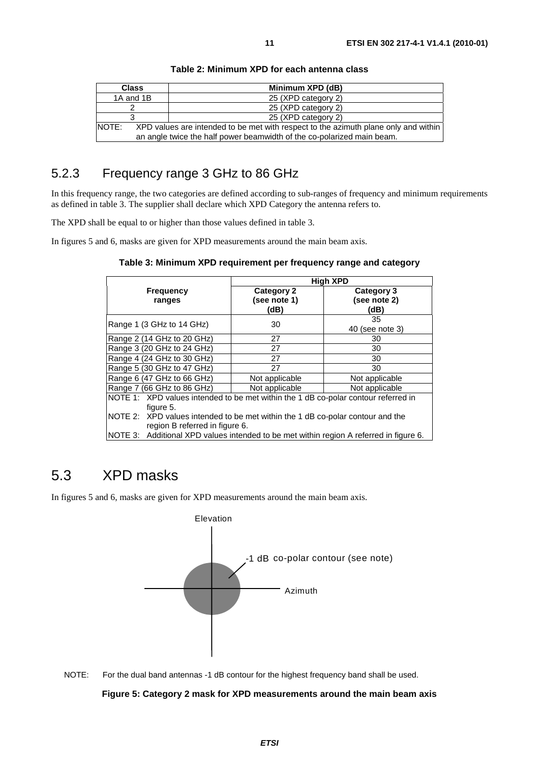**Table 2: Minimum XPD for each antenna class**

| Class | Minimum XPD (dB) |
| --- | --- |
| 1A and 1B | 25 (XPD category 2) |
| 2 | 25 (XPD category 2) |
| 3 | 25 (XPD category 2) |
| NOTE: XPD values are intended to be met with respect to the azimuth plane only and within an angle twice the half power beamwidth of the co-polarized main beam. | |

## 5.2.3 Frequency range 3 GHz to 86 GHz

In this frequency range, the two categories are defined according to sub-ranges of frequency and minimum requirements as defined in table 3. The supplier shall declare which XPD Category the antenna refers to.

The XPD shall be equal to or higher than those values defined in table 3.

In figures 5 and 6, masks are given for XPD measurements around the main beam axis.

**Table 3: Minimum XPD requirement per frequency range and category**

| Frequency ranges | High XPD | |
| --- | --- | --- |
| | Category 2 (see note 1) (dB) | Category 3 (see note 2) (dB) |
| Range 1 (3 GHz to 14 GHz) | 30 | 35<br>40 (see note 3) |
| Range 2 (14 GHz to 20 GHz) | 27 | 30 |
| Range 3 (20 GHz to 24 GHz) | 27 | 30 |
| Range 4 (24 GHz to 30 GHz) | 27 | 30 |
| Range 5 (30 GHz to 47 GHz) | 27 | 30 |
| Range 6 (47 GHz to 66 GHz) | Not applicable | Not applicable |
| Range 7 (66 GHz to 86 GHz) | Not applicable | Not applicable |
| NOTE 1: XPD values intended to be met within the 1 dB co-polar contour referred in figure 5.<br>NOTE 2: XPD values intended to be met within the 1 dB co-polar contour and the region B referred in figure 6.<br>NOTE 3: Additional XPD values intended to be met within region A referred in figure 6. | | |

## 5.3 XPD masks

In figures 5 and 6, masks are given for XPD measurements around the main beam axis.

Elevation

-1 dB co-polar contour (see note)

Azimuth

NOTE: For the dual band antennas -1 dB contour for the highest frequency band shall be used.

**Figure 5: Category 2 mask for XPD measurements around the main beam axis**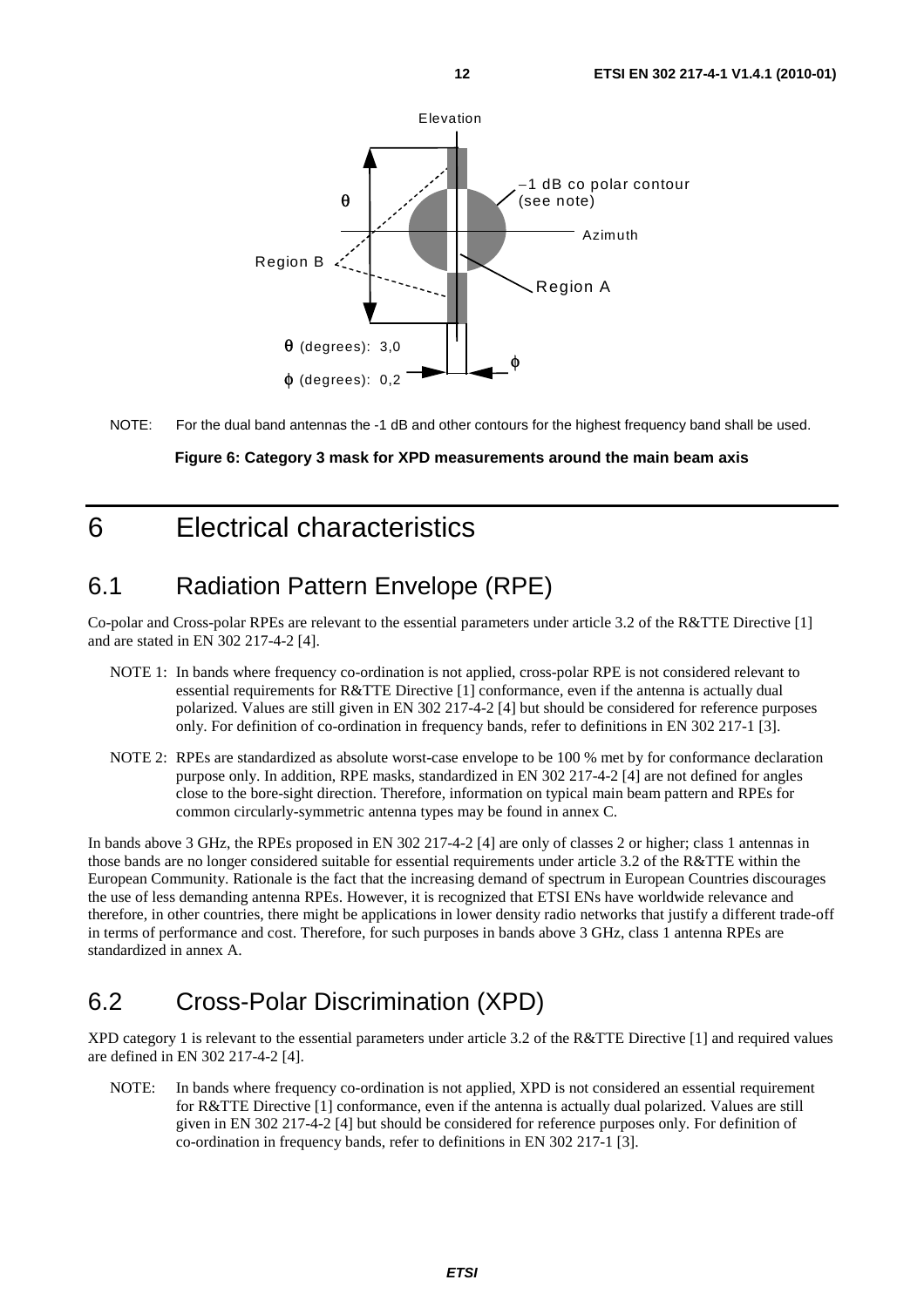Elevation

θ

−1 dB co polar contour (see note)

Azimuth

Region B

Region A

θ (degrees): 3,0

ϕ (degrees): 0,2

ϕ

NOTE: For the dual band antennas the -1 dB and other contours for the highest frequency band shall be used.

**Figure 6: Category 3 mask for XPD measurements around the main beam axis**

# 6 Electrical characteristics

## 6.1 Radiation Pattern Envelope (RPE)

Co-polar and Cross-polar RPEs are relevant to the essential parameters under article 3.2 of the R&TTE Directive [1] and are stated in EN 302 217-4-2 [4].

NOTE 1: In bands where frequency co-ordination is not applied, cross-polar RPE is not considered relevant to essential requirements for R&TTE Directive [1] conformance, even if the antenna is actually dual polarized. Values are still given in EN 302 217-4-2 [4] but should be considered for reference purposes only. For definition of co-ordination in frequency bands, refer to definitions in EN 302 217-1 [3].

NOTE 2: RPEs are standardized as absolute worst-case envelope to be 100 % met by for conformance declaration purpose only. In addition, RPE masks, standardized in EN 302 217-4-2 [4] are not defined for angles close to the bore-sight direction. Therefore, information on typical main beam pattern and RPEs for common circularly-symmetric antenna types may be found in annex C.

In bands above 3 GHz, the RPEs proposed in EN 302 217-4-2 [4] are only of classes 2 or higher; class 1 antennas in those bands are no longer considered suitable for essential requirements under article 3.2 of the R&TTE within the European Community. Rationale is the fact that the increasing demand of spectrum in European Countries discourages the use of less demanding antenna RPEs. However, it is recognized that ETSI ENs have worldwide relevance and therefore, in other countries, there might be applications in lower density radio networks that justify a different trade-off in terms of performance and cost. Therefore, for such purposes in bands above 3 GHz, class 1 antenna RPEs are standardized in annex A.

## 6.2 Cross-Polar Discrimination (XPD)

XPD category 1 is relevant to the essential parameters under article 3.2 of the R&TTE Directive [1] and required values are defined in EN 302 217-4-2 [4].

NOTE: In bands where frequency co-ordination is not applied, XPD is not considered an essential requirement for R&TTE Directive [1] conformance, even if the antenna is actually dual polarized. Values are still given in EN 302 217-4-2 [4] but should be considered for reference purposes only. For definition of co-ordination in frequency bands, refer to definitions in EN 302 217-1 [3].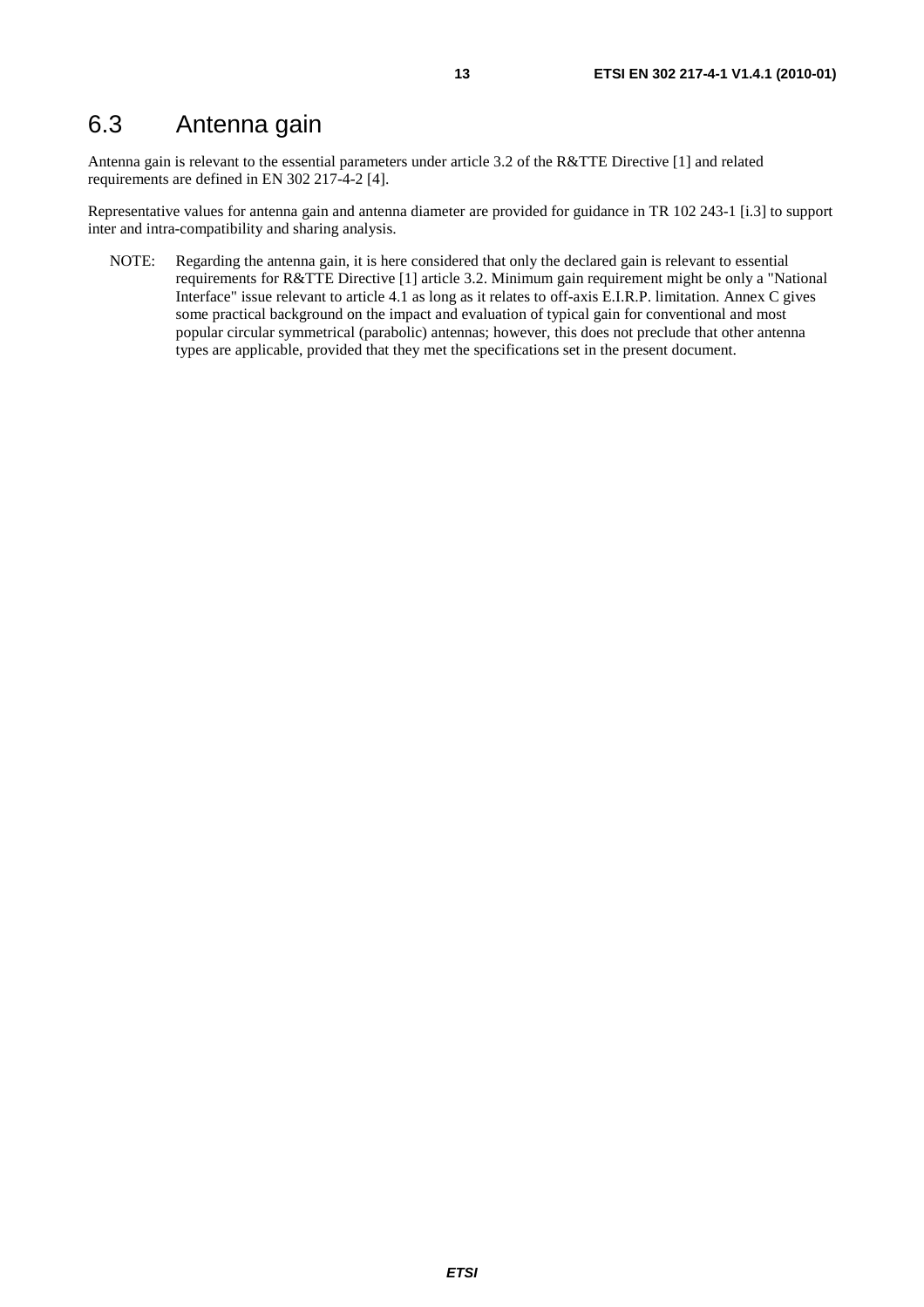## 6.3 Antenna gain

Antenna gain is relevant to the essential parameters under article 3.2 of the R&TTE Directive [1] and related requirements are defined in EN 302 217-4-2 [4].

Representative values for antenna gain and antenna diameter are provided for guidance in TR 102 243-1 [i.3] to support inter and intra-compatibility and sharing analysis.

NOTE: Regarding the antenna gain, it is here considered that only the declared gain is relevant to essential requirements for R&TTE Directive [1] article 3.2. Minimum gain requirement might be only a "National Interface" issue relevant to article 4.1 as long as it relates to off-axis E.I.R.P. limitation. Annex C gives some practical background on the impact and evaluation of typical gain for conventional and most popular circular symmetrical (parabolic) antennas; however, this does not preclude that other antenna types are applicable, provided that they met the specifications set in the present document.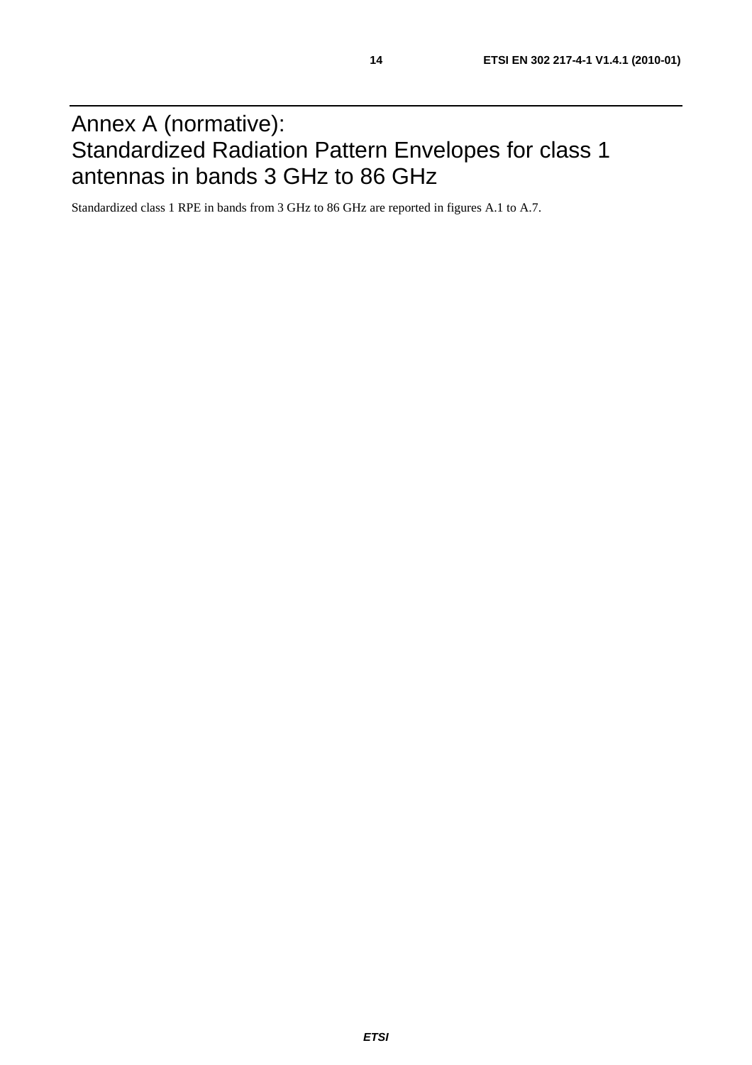# Annex A (normative): Standardized Radiation Pattern Envelopes for class 1 antennas in bands 3 GHz to 86 GHz

Standardized class 1 RPE in bands from 3 GHz to 86 GHz are reported in figures A.1 to A.7.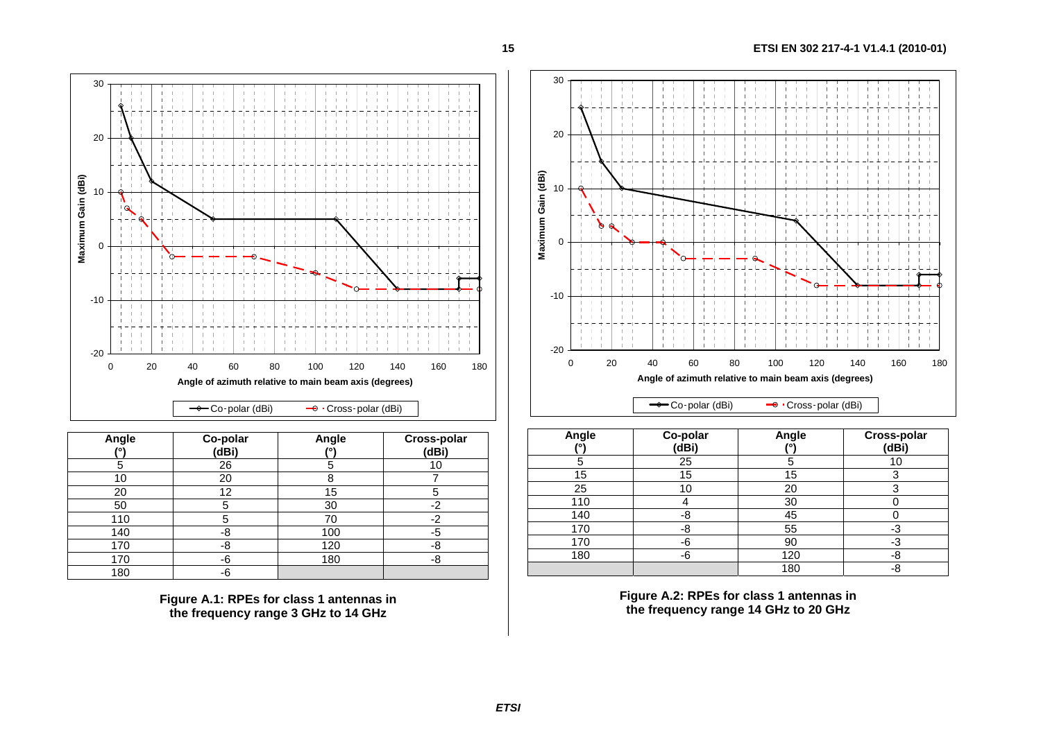| Angle (°) | Co-polar (dBi) | Angle (°) | Cross-polar (dBi) |
| --- | --- | --- | --- |
| 5 | 26 | 5 | 10 |
| 10 | 20 | 8 | 7 |
| 20 | 12 | 15 | 5 |
| 50 | 5 | 30 | -2 |
| 110 | 5 | 70 | -2 |
| 140 | -8 | 100 | -5 |
| 170 | -8 | 120 | -8 |
| 170 | -6 | 180 | -8 |
| 180 | -6 | | |

**Figure A.1: RPEs for class 1 antennas in the frequency range 3 GHz to 14 GHz**

| Angle (°) | Co-polar (dBi) | Angle (°) | Cross-polar (dBi) |
| --- | --- | --- | --- |
| 5 | 25 | 5 | 10 |
| 15 | 15 | 15 | 3 |
| 25 | 10 | 20 | 3 |
| 110 | 4 | 30 | 0 |
| 140 | -8 | 45 | 0 |
| 170 | -8 | 55 | -3 |
| 170 | -6 | 90 | -3 |
| 180 | -6 | 120 | -8 |
| | | 180 | -8 |

**Figure A.2: RPEs for class 1 antennas in the frequency range 14 GHz to 20 GHz**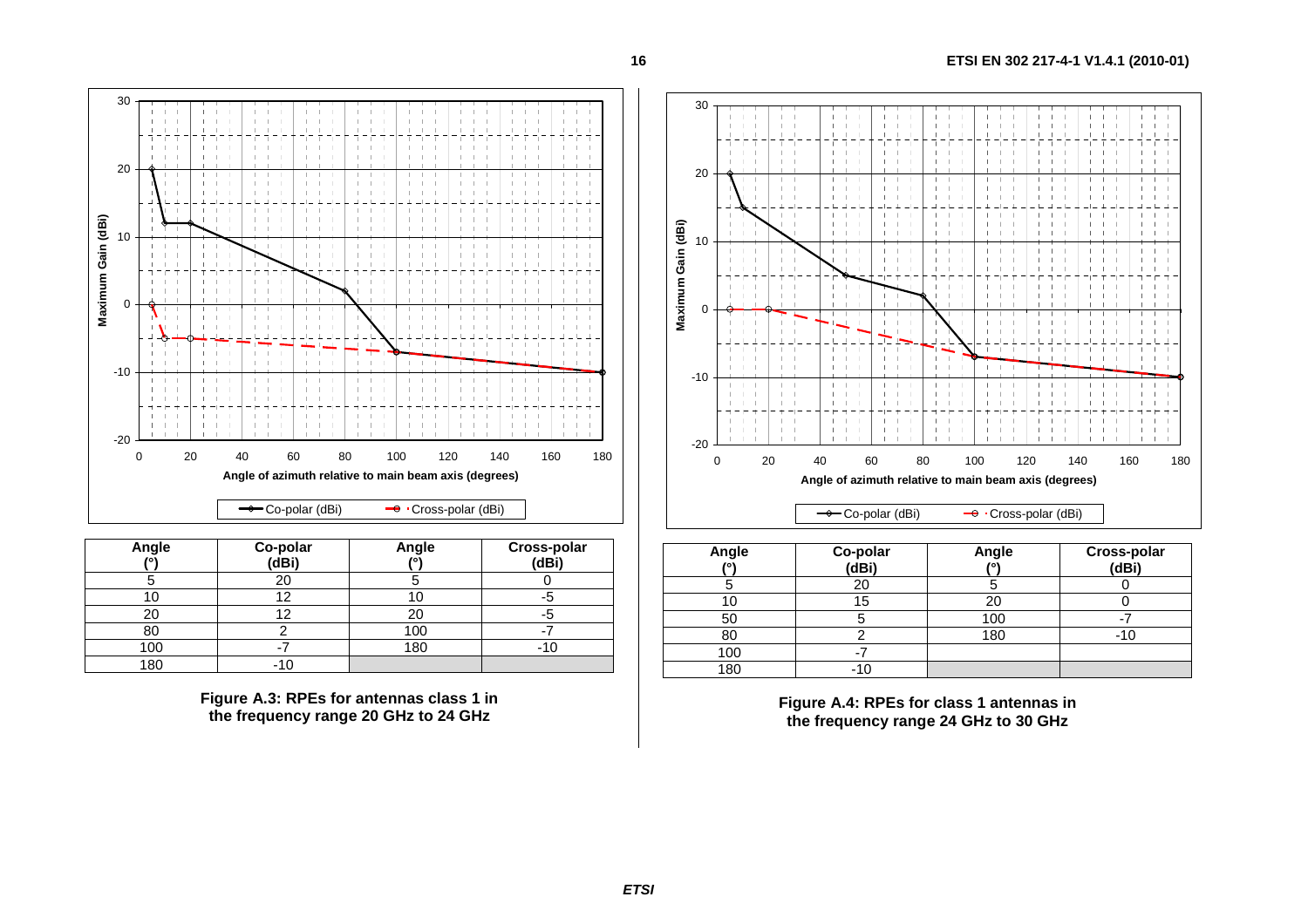| Angle (°) | Co-polar (dBi) | Angle (°) | Cross-polar (dBi) |
|---|---|---|---|
| 5 | 20 | 5 | 0 |
| 10 | 12 | 10 | -5 |
| 20 | 12 | 20 | -5 |
| 80 | 2 | 100 | -7 |
| 100 | -7 | 180 | -10 |
| 180 | -10 | | |

**Figure A.3: RPEs for antennas class 1 in the frequency range 20 GHz to 24 GHz**

| Angle (°) | Co-polar (dBi) | Angle (°) | Cross-polar (dBi) |
|---|---|---|---|
| 5 | 20 | 5 | 0 |
| 10 | 15 | 20 | 0 |
| 50 | 5 | 100 | -7 |
| 80 | 2 | 180 | -10 |
| 100 | -7 | | |
| 180 | -10 | | |

**Figure A.4: RPEs for class 1 antennas in the frequency range 24 GHz to 30 GHz**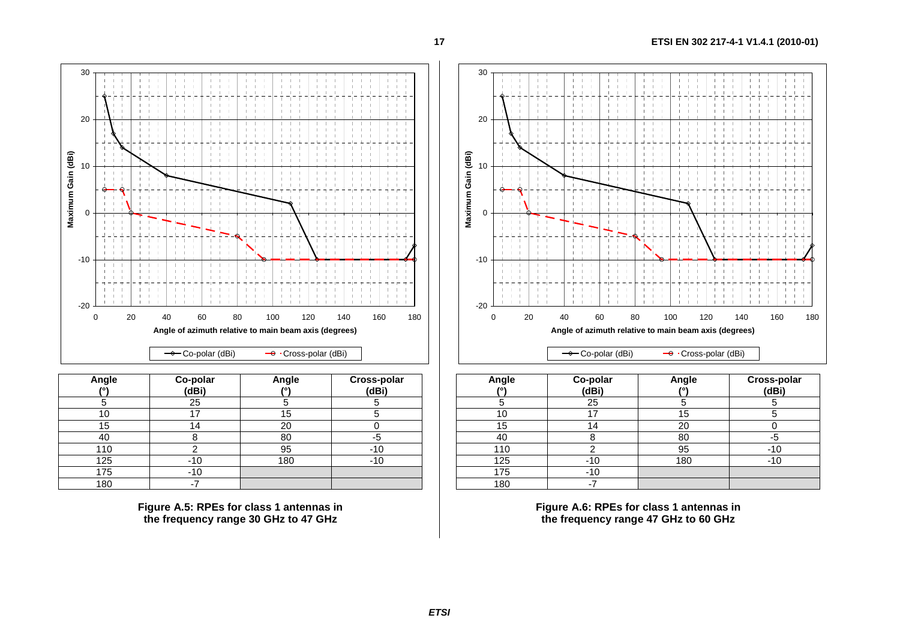| Angle (°) | Co-polar (dBi) | Angle (°) | Cross-polar (dBi) |
| --- | --- | --- | --- |
| 5 | 25 | 5 | 5 |
| 10 | 17 | 15 | 5 |
| 15 | 14 | 20 | 0 |
| 40 | 8 | 80 | -5 |
| 110 | 2 | 95 | -10 |
| 125 | -10 | 180 | -10 |
| 175 | -10 | | |
| 180 | -7 | | |

**Figure A.5: RPEs for class 1 antennas in the frequency range 30 GHz to 47 GHz**

| Angle (°) | Co-polar (dBi) | Angle (°) | Cross-polar (dBi) |
| --- | --- | --- | --- |
| 5 | 25 | 5 | 5 |
| 10 | 17 | 15 | 5 |
| 15 | 14 | 20 | 0 |
| 40 | 8 | 80 | -5 |
| 110 | 2 | 95 | -10 |
| 125 | -10 | 180 | -10 |
| 175 | -10 | | |
| 180 | -7 | | |

**Figure A.6: RPEs for class 1 antennas in the frequency range 47 GHz to 60 GHz**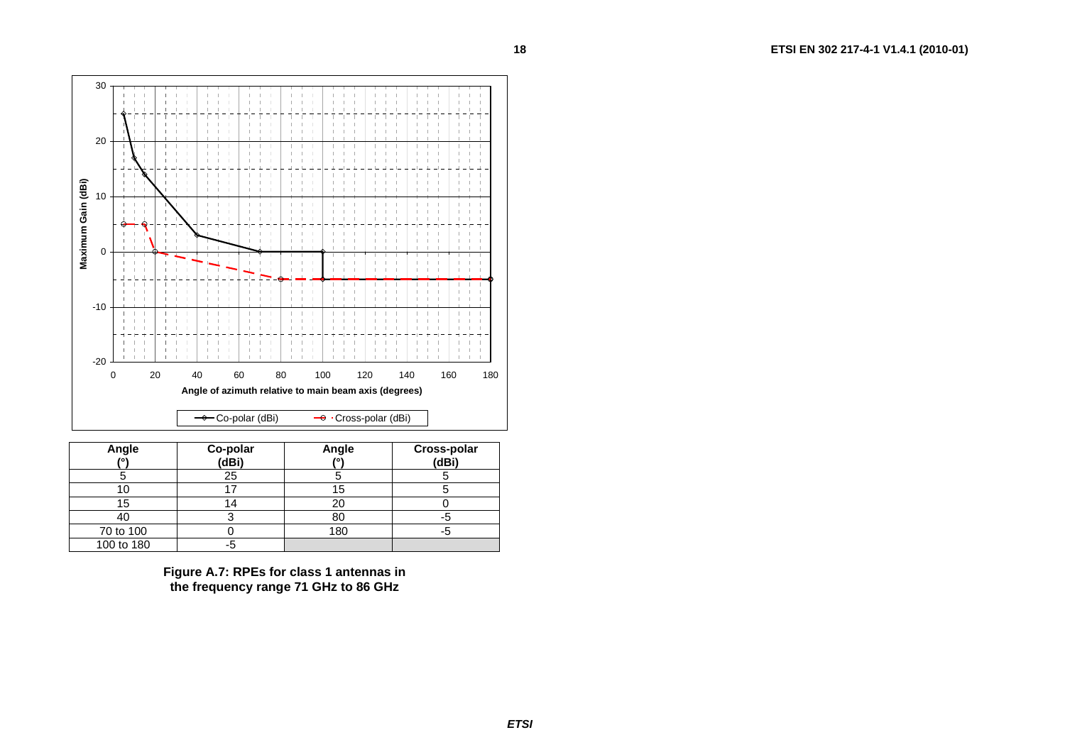| Angle (°) | Co-polar (dBi) | Angle (°) | Cross-polar (dBi) |
| --- | --- | --- | --- |
| 5 | 25 | 5 | 5 |
| 10 | 17 | 15 | 5 |
| 15 | 14 | 20 | 0 |
| 40 | 3 | 80 | -5 |
| 70 to 100 | 0 | 180 | -5 |
| 100 to 180 | -5 | | |

**Figure A.7: RPEs for class 1 antennas in the frequency range 71 GHz to 86 GHz**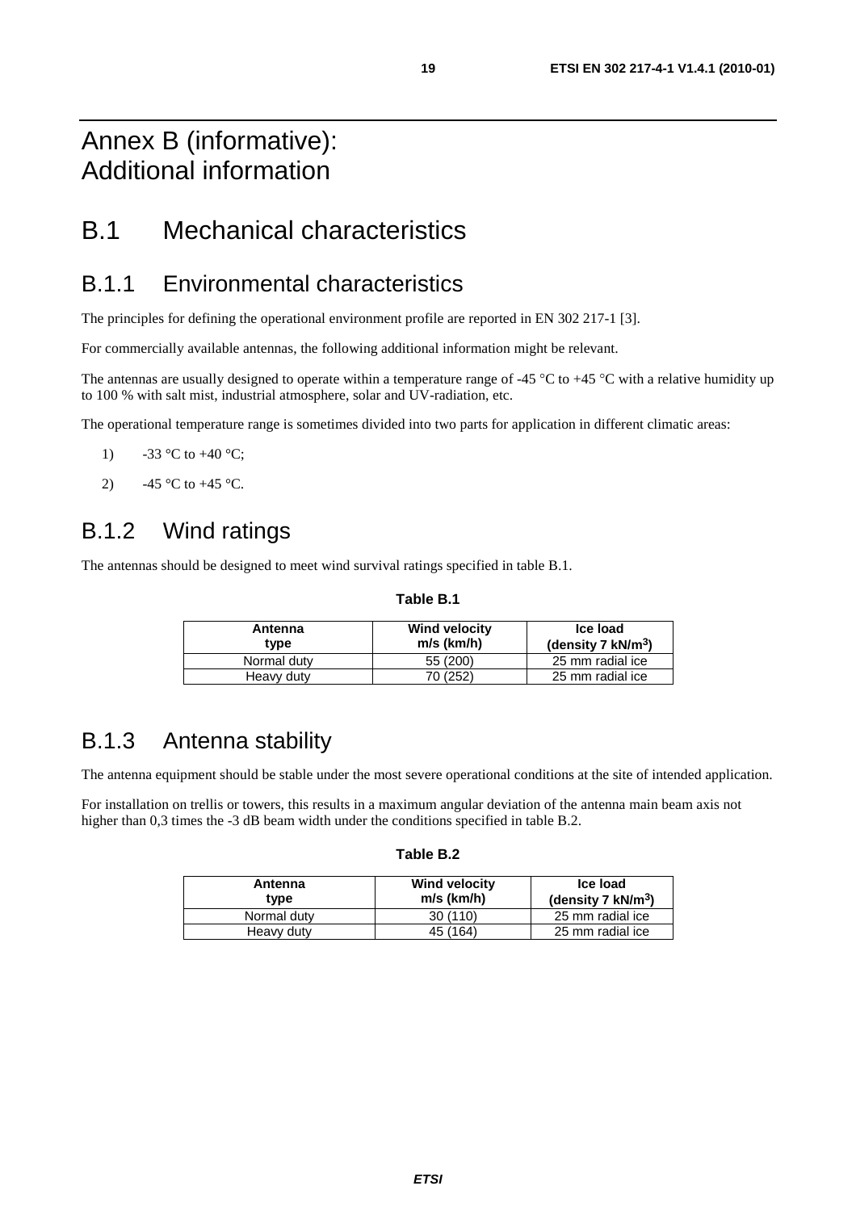# Annex B (informative): Additional information

## B.1 Mechanical characteristics

### B.1.1 Environmental characteristics

The principles for defining the operational environment profile are reported in EN 302 217-1 [3].

For commercially available antennas, the following additional information might be relevant.

The antennas are usually designed to operate within a temperature range of -45 °C to +45 °C with a relative humidity up to 100 % with salt mist, industrial atmosphere, solar and UV-radiation, etc.

The operational temperature range is sometimes divided into two parts for application in different climatic areas:

1) -33 °C to +40 °C;

2) -45 °C to +45 °C.

### B.1.2 Wind ratings

The antennas should be designed to meet wind survival ratings specified in table B.1.

**Table B.1**

| Antenna type | Wind velocity m/s (km/h) | Ice load (density 7 kN/m$^3$) |
|---|---|---|
| Normal duty | 55 (200) | 25 mm radial ice |
| Heavy duty | 70 (252) | 25 mm radial ice |

### B.1.3 Antenna stability

The antenna equipment should be stable under the most severe operational conditions at the site of intended application.

For installation on trellis or towers, this results in a maximum angular deviation of the antenna main beam axis not higher than 0,3 times the -3 dB beam width under the conditions specified in table B.2.

**Table B.2**

| Antenna type | Wind velocity m/s (km/h) | Ice load (density 7 kN/m$^3$) |
|---|---|---|
| Normal duty | 30 (110) | 25 mm radial ice |
| Heavy duty | 45 (164) | 25 mm radial ice |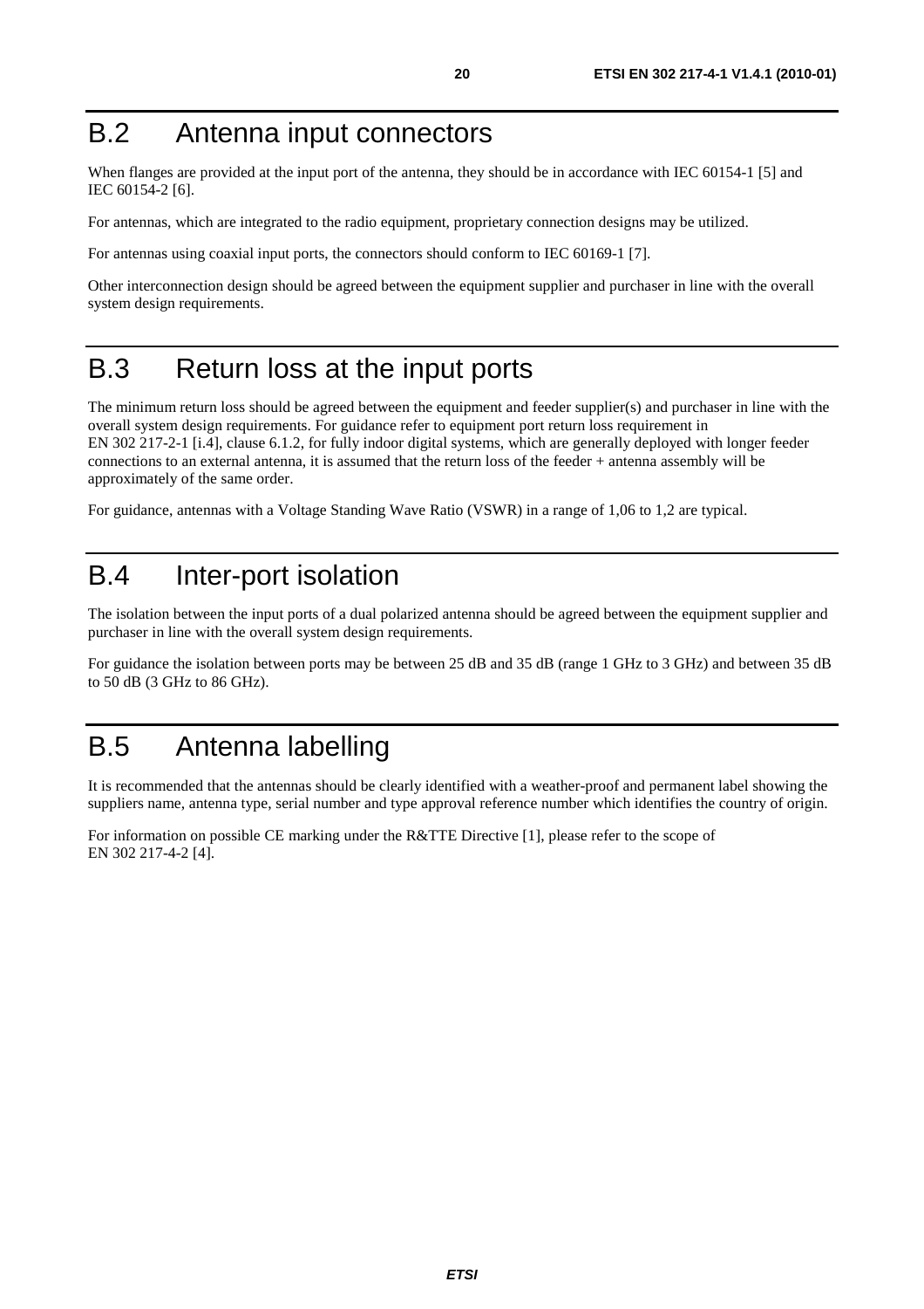# B.2 Antenna input connectors

When flanges are provided at the input port of the antenna, they should be in accordance with IEC 60154-1 [5] and IEC 60154-2 [6].

For antennas, which are integrated to the radio equipment, proprietary connection designs may be utilized.

For antennas using coaxial input ports, the connectors should conform to IEC 60169-1 [7].

Other interconnection design should be agreed between the equipment supplier and purchaser in line with the overall system design requirements.

# B.3 Return loss at the input ports

The minimum return loss should be agreed between the equipment and feeder supplier(s) and purchaser in line with the overall system design requirements. For guidance refer to equipment port return loss requirement in EN 302 217-2-1 [i.4], clause 6.1.2, for fully indoor digital systems, which are generally deployed with longer feeder connections to an external antenna, it is assumed that the return loss of the feeder + antenna assembly will be approximately of the same order.

For guidance, antennas with a Voltage Standing Wave Ratio (VSWR) in a range of 1,06 to 1,2 are typical.

# B.4 Inter-port isolation

The isolation between the input ports of a dual polarized antenna should be agreed between the equipment supplier and purchaser in line with the overall system design requirements.

For guidance the isolation between ports may be between 25 dB and 35 dB (range 1 GHz to 3 GHz) and between 35 dB to 50 dB (3 GHz to 86 GHz).

# B.5 Antenna labelling

It is recommended that the antennas should be clearly identified with a weather-proof and permanent label showing the suppliers name, antenna type, serial number and type approval reference number which identifies the country of origin.

For information on possible CE marking under the R&TTE Directive [1], please refer to the scope of EN 302 217-4-2 [4].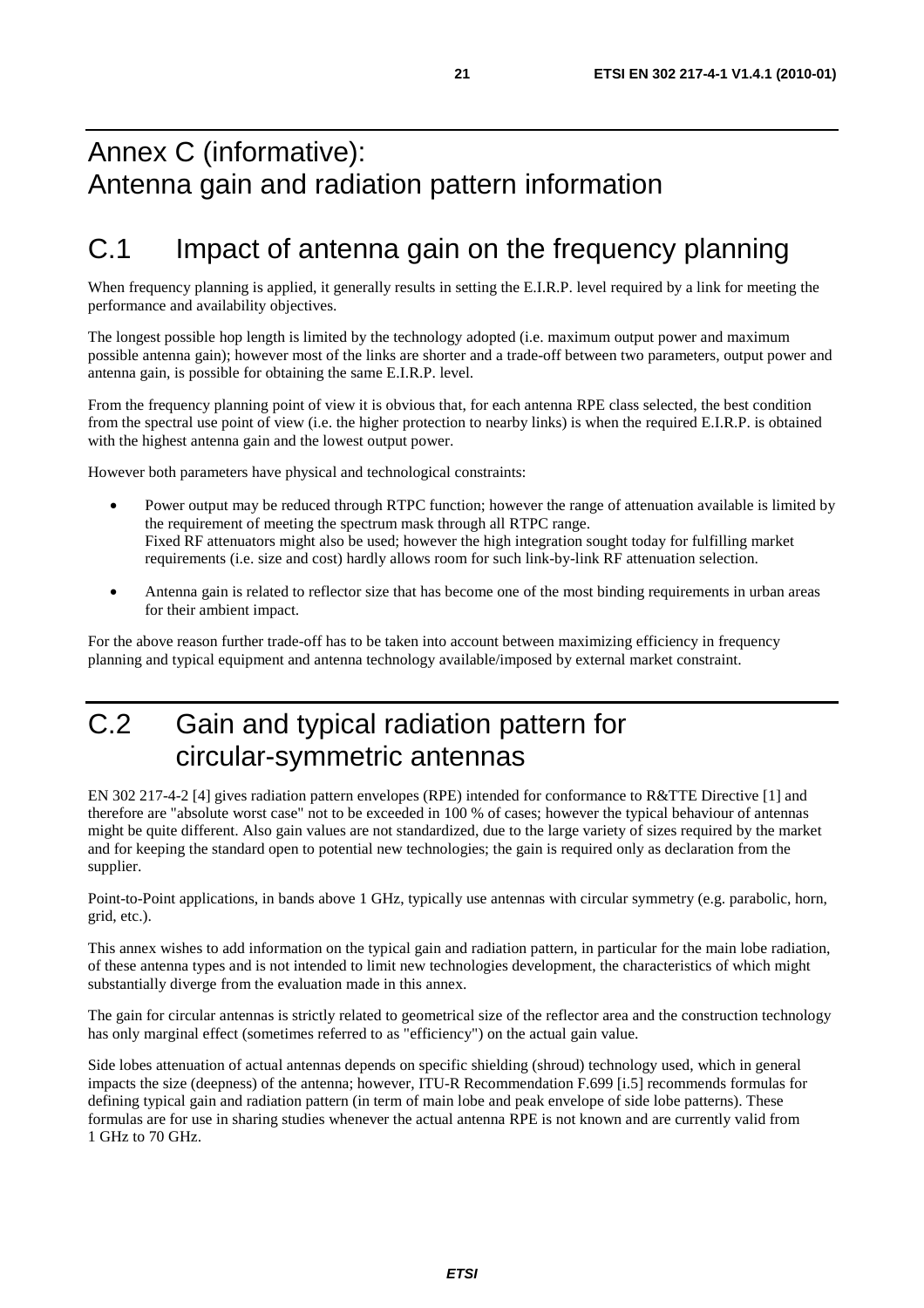# Annex C (informative): Antenna gain and radiation pattern information

## C.1 Impact of antenna gain on the frequency planning

When frequency planning is applied, it generally results in setting the E.I.R.P. level required by a link for meeting the performance and availability objectives.

The longest possible hop length is limited by the technology adopted (i.e. maximum output power and maximum possible antenna gain); however most of the links are shorter and a trade-off between two parameters, output power and antenna gain, is possible for obtaining the same E.I.R.P. level.

From the frequency planning point of view it is obvious that, for each antenna RPE class selected, the best condition from the spectral use point of view (i.e. the higher protection to nearby links) is when the required E.I.R.P. is obtained with the highest antenna gain and the lowest output power.

However both parameters have physical and technological constraints:

- Power output may be reduced through RTPC function; however the range of attenuation available is limited by the requirement of meeting the spectrum mask through all RTPC range.
  Fixed RF attenuators might also be used; however the high integration sought today for fulfilling market requirements (i.e. size and cost) hardly allows room for such link-by-link RF attenuation selection.
- Antenna gain is related to reflector size that has become one of the most binding requirements in urban areas for their ambient impact.

For the above reason further trade-off has to be taken into account between maximizing efficiency in frequency planning and typical equipment and antenna technology available/imposed by external market constraint.

## C.2 Gain and typical radiation pattern for circular-symmetric antennas

EN 302 217-4-2 [4] gives radiation pattern envelopes (RPE) intended for conformance to R&TTE Directive [1] and therefore are "absolute worst case" not to be exceeded in 100 % of cases; however the typical behaviour of antennas might be quite different. Also gain values are not standardized, due to the large variety of sizes required by the market and for keeping the standard open to potential new technologies; the gain is required only as declaration from the supplier.

Point-to-Point applications, in bands above 1 GHz, typically use antennas with circular symmetry (e.g. parabolic, horn, grid, etc.).

This annex wishes to add information on the typical gain and radiation pattern, in particular for the main lobe radiation, of these antenna types and is not intended to limit new technologies development, the characteristics of which might substantially diverge from the evaluation made in this annex.

The gain for circular antennas is strictly related to geometrical size of the reflector area and the construction technology has only marginal effect (sometimes referred to as "efficiency") on the actual gain value.

Side lobes attenuation of actual antennas depends on specific shielding (shroud) technology used, which in general impacts the size (deepness) of the antenna; however, ITU-R Recommendation F.699 [i.5] recommends formulas for defining typical gain and radiation pattern (in term of main lobe and peak envelope of side lobe patterns). These formulas are for use in sharing studies whenever the actual antenna RPE is not known and are currently valid from 1 GHz to 70 GHz.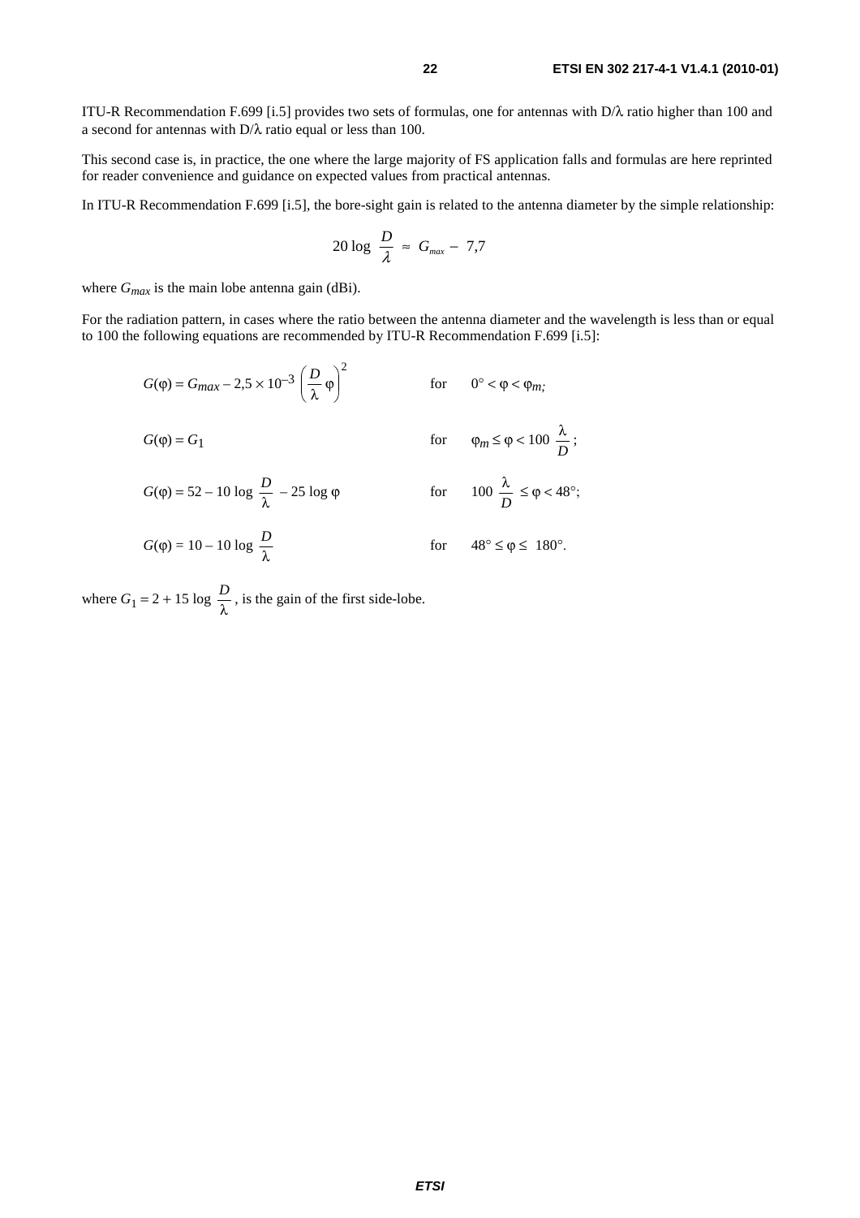ITU-R Recommendation F.699 [i.5] provides two sets of formulas, one for antennas with D/λ ratio higher than 100 and a second for antennas with D/λ ratio equal or less than 100.

This second case is, in practice, the one where the large majority of FS application falls and formulas are here reprinted for reader convenience and guidance on expected values from practical antennas.

In ITU-R Recommendation F.699 [i.5], the bore-sight gain is related to the antenna diameter by the simple relationship:

$$20 \log \frac{D}{\lambda} \approx G_{max} - 7{,}7$$

where $G_{max}$ is the main lobe antenna gain (dBi).

For the radiation pattern, in cases where the ratio between the antenna diameter and the wavelength is less than or equal to 100 the following equations are recommended by ITU-R Recommendation F.699 [i.5]:

$$G(\varphi) = G_{max} - 2{,}5 \times 10^{-3} \left( \frac{D}{\lambda} \varphi \right)^2 \qquad \text{for} \quad 0° < \varphi < \varphi_m;$$

$$G(\varphi) = G_1 \qquad \text{for} \quad \varphi_m \leq \varphi < 100 \frac{\lambda}{D};$$

$$G(\varphi) = 52 - 10 \log \frac{D}{\lambda} - 25 \log \varphi \qquad \text{for} \quad 100 \frac{\lambda}{D} \leq \varphi < 48°;$$

$$G(\varphi) = 10 - 10 \log \frac{D}{\lambda} \qquad \text{for} \quad 48° \leq \varphi \leq 180°.$$

where $G_1 = 2 + 15 \log \frac{D}{\lambda}$, is the gain of the first side-lobe.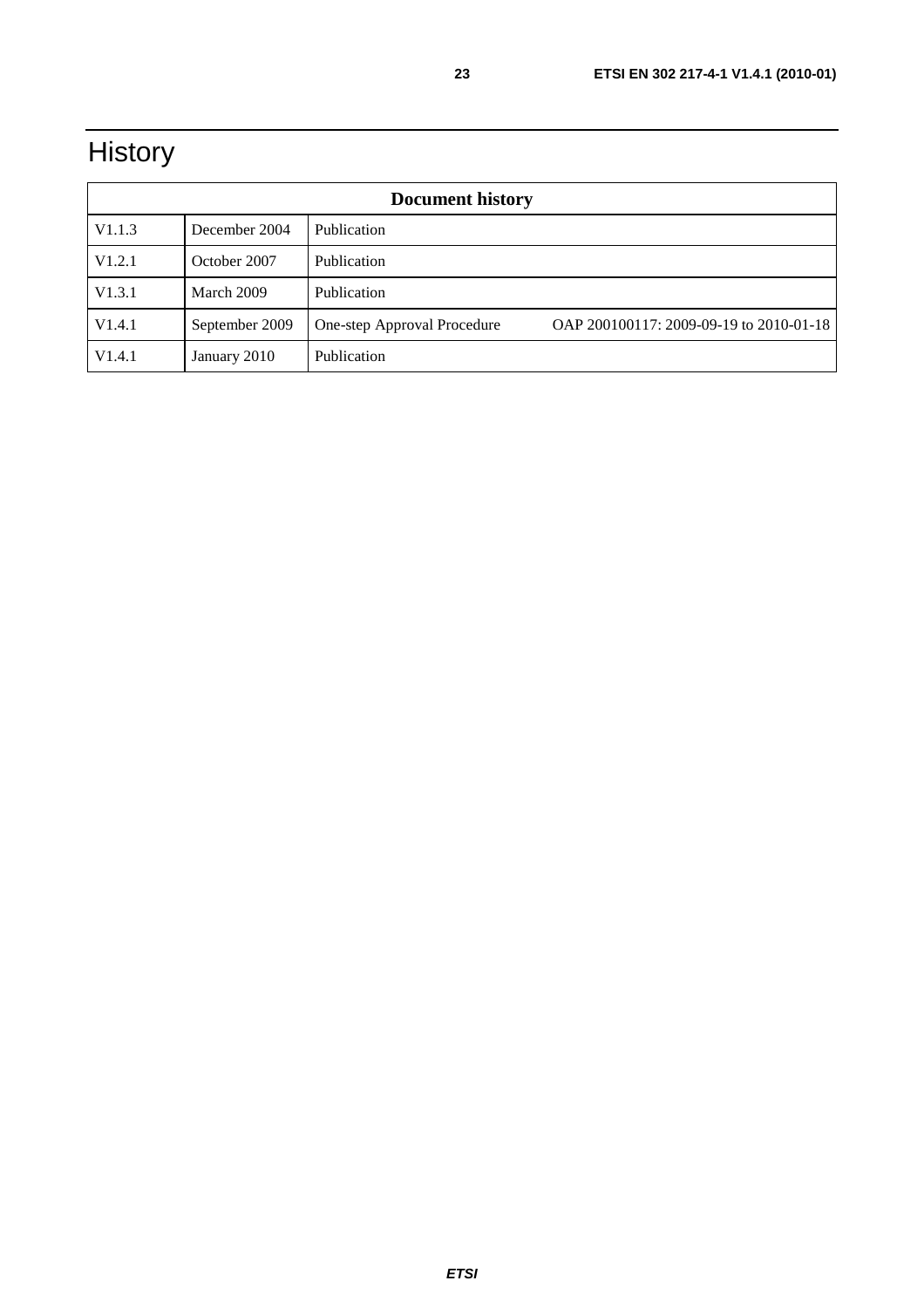# History

| Document history | | | |
|---|---|---|---|
| V1.1.3 | December 2004 | Publication | |
| V1.2.1 | October 2007 | Publication | |
| V1.3.1 | March 2009 | Publication | |
| V1.4.1 | September 2009 | One-step Approval Procedure | OAP 200100117: 2009-09-19 to 2010-01-18 |
| V1.4.1 | January 2010 | Publication | |